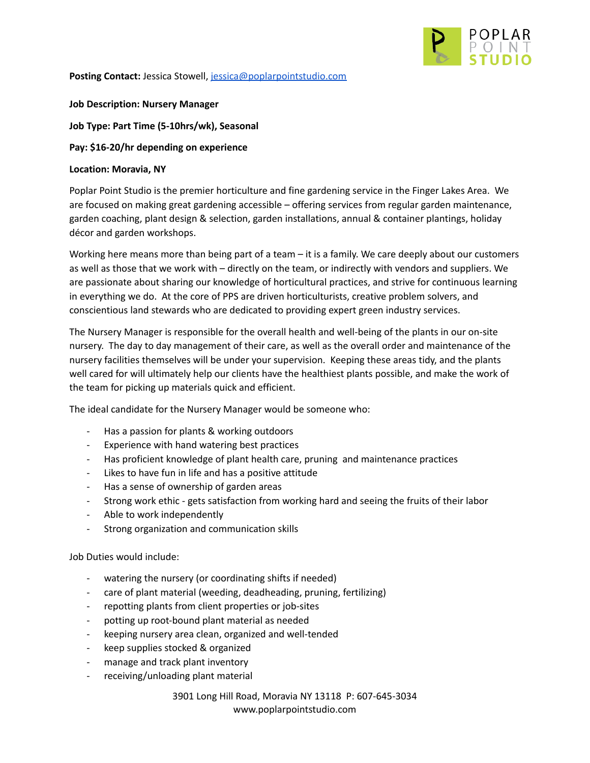**Posting Contact:** Jessica Stowell, jessica@poplarpointstudio.com

**Job Description: Nursery Manager**

**Job Type: Part Time (5-10hrs/wk), Seasonal**

**Pay: $16-20/hr depending on experience**

**Location: Moravia, NY**

Poplar Point Studio is the premier horticulture and fine gardening service in the Finger Lakes Area. We are focused on making great gardening accessible – offering services from regular garden maintenance, garden coaching, plant design & selection, garden installations, annual & container plantings, holiday décor and garden workshops.

Working here means more than being part of a team – it is a family. We care deeply about our customers as well as those that we work with – directly on the team, or indirectly with vendors and suppliers. We are passionate about sharing our knowledge of horticultural practices, and strive for continuous learning in everything we do. At the core of PPS are driven horticulturists, creative problem solvers, and conscientious land stewards who are dedicated to providing expert green industry services.

The Nursery Manager is responsible for the overall health and well-being of the plants in our on-site nursery. The day to day management of their care, as well as the overall order and maintenance of the nursery facilities themselves will be under your supervision. Keeping these areas tidy, and the plants well cared for will ultimately help our clients have the healthiest plants possible, and make the work of the team for picking up materials quick and efficient.

The ideal candidate for the Nursery Manager would be someone who:

- Has a passion for plants & working outdoors
- Experience with hand watering best practices
- Has proficient knowledge of plant health care, pruning and maintenance practices
- Likes to have fun in life and has a positive attitude
- Has a sense of ownership of garden areas
- Strong work ethic - gets satisfaction from working hard and seeing the fruits of their labor
- Able to work independently
- Strong organization and communication skills

Job Duties would include:

- watering the nursery (or coordinating shifts if needed)
- care of plant material (weeding, deadheading, pruning, fertilizing)
- repotting plants from client properties or job-sites
- potting up root-bound plant material as needed
- keeping nursery area clean, organized and well-tended
- keep supplies stocked & organized
- manage and track plant inventory
- receiving/unloading plant material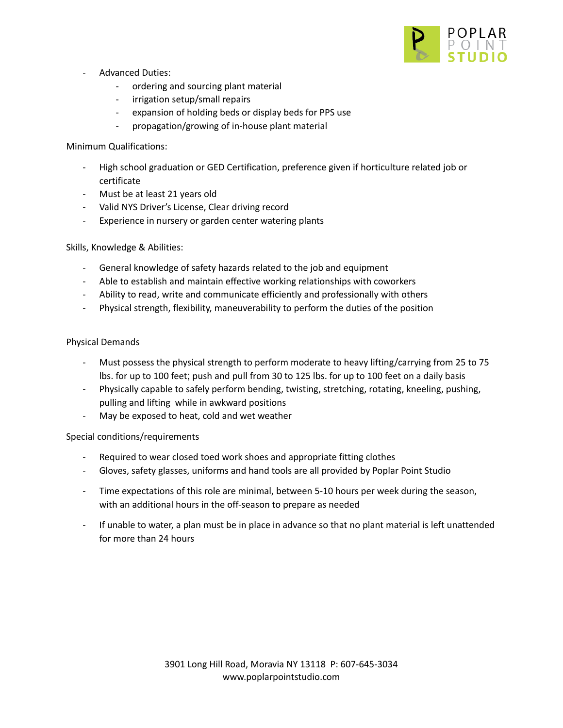- Advanced Duties:
    - ordering and sourcing plant material
    - irrigation setup/small repairs
    - expansion of holding beds or display beds for PPS use
    - propagation/growing of in-house plant material

Minimum Qualifications:

- High school graduation or GED Certification, preference given if horticulture related job or certificate
- Must be at least 21 years old
- Valid NYS Driver's License, Clear driving record
- Experience in nursery or garden center watering plants

Skills, Knowledge & Abilities:

- General knowledge of safety hazards related to the job and equipment
- Able to establish and maintain effective working relationships with coworkers
- Ability to read, write and communicate efficiently and professionally with others
- Physical strength, flexibility, maneuverability to perform the duties of the position

Physical Demands

- Must possess the physical strength to perform moderate to heavy lifting/carrying from 25 to 75 lbs. for up to 100 feet; push and pull from 30 to 125 lbs. for up to 100 feet on a daily basis
- Physically capable to safely perform bending, twisting, stretching, rotating, kneeling, pushing, pulling and lifting while in awkward positions
- May be exposed to heat, cold and wet weather

Special conditions/requirements

- Required to wear closed toed work shoes and appropriate fitting clothes
- Gloves, safety glasses, uniforms and hand tools are all provided by Poplar Point Studio
- Time expectations of this role are minimal, between 5-10 hours per week during the season, with an additional hours in the off-season to prepare as needed
- If unable to water, a plan must be in place in advance so that no plant material is left unattended for more than 24 hours